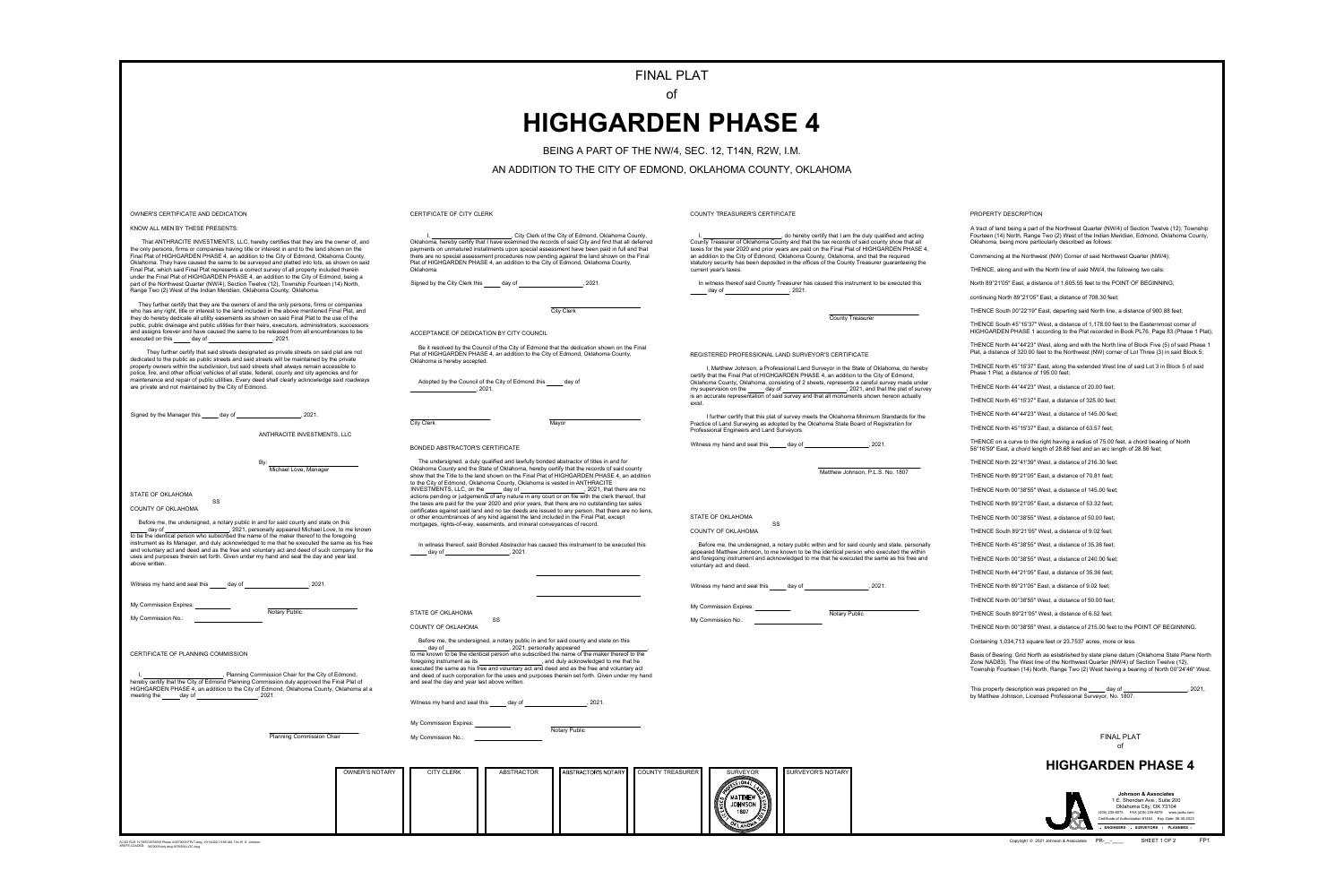# FINAL PLAT

of

# HIGHGARDEN PHASE 4

BEING A PART OF THE NW/4, SEC. 12, T14N, R2W, I.M.

AN ADDITION TO THE CITY OF EDMOND, OKLAHOMA COUNTY, OKLAHOMA

## OWNER'S CERTIFICATE AND DEDICATION

KNOW ALL MEN BY THESE PRESENTS:

That ANTHRACITE INVESTMENTS, LLC, hereby certifies that they are the owner of, and the only persons, firms or companies having title or interest in and to the land shown on the Final Plat of HIGHGARDEN PHASE 4, an addition to the City of Edmond, Oklahoma County, Oklahoma. They have caused the same to be surveyed and platted into lots, as shown on said Final Plat, which said Final Plat represents a correct survey of all property included therein under the Final Plat of HIGHGARDEN PHASE 4, an addition to the City of Edmond, being a part of the Northwest Quarter (NW/4), Section Twelve (12), Township Fourteen (14) North, Range Two (2) West of the Indian Meridian, Oklahoma County, Oklahoma.

They further certify that they are the owners of and the only persons, firms or companies who has any right, title or interest to the land included in the above mentioned Final Plat, and they do hereby dedicate all utility easements as shown on said Final Plat to the use of the public, public drainage and public utilities for their heirs, executors, administrators, successors and assigns forever and have caused the same to be released from all encumbrances to be executed on this _____ day of __________________, 2021.

They further certify that said streets designated as private streets on said plat are not dedicated to the public as public streets and said streets will be maintained by the private property owners within the subdivision, but said streets shall always remain accessible to police, fire, and other official vehicles of all state, federal, county and city agencies and for maintenance and repair of public utilities. Every deed shall clearly acknowledge said roadways are private and not maintained by the City of Edmond.

Signed by the Manager this _____ day of __________________, 2021.

ANTHRACITE INVESTMENTS, LLC

By: ______________________
Michael Love, Manager

STATE OF OKLAHOMA
SS
COUNTY OF OKLAHOMA

Before me, the undersigned, a notary public in and for said county and state on this _____ day of __________________, 2021, personally appeared Michael Love, to me known to be the identical person who subscribed the name of the maker thereof to the foregoing instrument as its Manager, and duly acknowledged to me that he executed the same as his free and voluntary act and deed and as the free and voluntary act and deed of such company for the uses and purposes therein set forth. Given under my hand and seal the day and year last above written.

Witness my hand and seal this _____ day of __________________, 2021.

My Commission Expires: __________
My Commission No.: __________
Notary Public

## CERTIFICATE OF PLANNING COMMISSION

I, ______________________, Planning Commission Chair for the City of Edmond, hereby certify that the City of Edmond Planning Commission duly approved the Final Plat of HIGHGARDEN PHASE 4, an addition to the City of Edmond, Oklahoma County, Oklahoma at a meeting the _____ day of __________________, 2021.

______________________
Planning Commission Chair

## CERTIFICATE OF CITY CLERK

I, ______________________, City Clerk of the City of Edmond, Oklahoma County, Oklahoma, hereby certify that I have examined the records of said City and find that all deferred payments on unmatured installments upon special assessment have been paid in full and that there are no special assessment procedures now pending against the land shown on the Final Plat of HIGHGARDEN PHASE 4, an addition to the City of Edmond, Oklahoma County, Oklahoma.

Signed by the City Clerk this _____ day of __________________, 2021.

______________________
City Clerk

## ACCEPTANCE OF DEDICATION BY CITY COUNCIL

Be it resolved by the Council of the City of Edmond that the dedication shown on the Final Plat of HIGHGARDEN PHASE 4, an addition to the City of Edmond, Oklahoma County, Oklahoma is hereby accepted.

Adopted by the Council of the City of Edmond this _____ day of __________________, 2021.

______________________ City Clerk
______________________ Mayor

## BONDED ABSTRACTOR'S CERTIFICATE

The undersigned, a duly qualified and lawfully bonded abstractor of titles in and for Oklahoma County and the State of Oklahoma, hereby certify that the records of said county show that the Title to the land shown on the Final Plat of HIGHGARDEN PHASE 4, an addition to the City of Edmond, Oklahoma County, Oklahoma is vested in ANTHRACITE INVESTMENTS, LLC, on the _____ day of __________________, 2021, that there are no actions pending or judgements of any nature in any court or on file with the clerk thereof, that the taxes are paid for the year 2020 and prior years, that there are no outstanding tax sales certificates against said land and no tax deeds are issued to any person, that there are no liens, or other encumbrances of any kind against the land included in the Final Plat, except mortgages, rights-of-way, easements, and mineral conveyances of record.

In witness thereof, said Bonded Abstractor has caused this instrument to be executed this _____ day of __________________, 2021.

______________________

______________________

STATE OF OKLAHOMA
SS
COUNTY OF OKLAHOMA

Before me, the undersigned, a notary public in and for said county and state on this _____ day of __________________, 2021, personally appeared ______________________, to me known to be the identical person who subscribed the name of the maker thereof to the foregoing instrument as its ______________________, and duly acknowledged to me that he executed the same as his free and voluntary act and deed and as the free and voluntary act and deed of such corporation for the uses and purposes therein set forth. Given under my hand and seal the day and year last above written.

Witness my hand and seal this _____ day of __________________, 2021.

My Commission Expires: __________
My Commission No.: __________
Notary Public

## COUNTY TREASURER'S CERTIFICATE

I, ______________________, do hereby certify that I am the duly qualified and acting County Treasurer of Oklahoma County and that the tax records of said county show that all taxes for the year 2020 and prior years are paid on the Final Plat of HIGHGARDEN PHASE 4, an addition to the City of Edmond, Oklahoma County, Oklahoma, and that the required statutory security has been deposited in the offices of the County Treasurer guaranteeing the current year's taxes.

In witness thereof said County Treasurer has caused this instrument to be executed this _____ day of __________________, 2021.

______________________
County Treasurer

## REGISTERED PROFESSIONAL LAND SURVEYOR'S CERTIFICATE

I, Matthew Johnson, a Professional Land Surveyor in the State of Oklahoma, do hereby certify that the Final Plat of HIGHGARDEN PHASE 4, an addition to the City of Edmond, Oklahoma County, Oklahoma, consisting of 2 sheets, represents a careful survey made under my supervision on the _____ day of __________________, 2021, and that the plat of survey is an accurate representation of said survey and that all monuments shown hereon actually exist.

I further certify that this plat of survey meets the Oklahoma Minimum Standards for the Practice of Land Surveying as adopted by the Oklahoma State Board of Registration for Professional Engineers and Land Surveyors.

Witness my hand and seal this _____ day of __________________, 2021.

______________________
Matthew Johnson, P.L.S. No. 1807

STATE OF OKLAHOMA
SS
COUNTY OF OKLAHOMA

Before me, the undersigned, a notary public within and for said county and state, personally appeared Matthew Johnson, to me known to be the identical person who executed the within and foregoing instrument and acknowledged to me that he executed the same as his free and voluntary act and deed.

Witness my hand and seal this _____ day of __________________, 2021.

My Commission Expires: __________
My Commission No.: __________
Notary Public

## PROPERTY DESCRIPTION

A tract of land being a part of the Northwest Quarter (NW/4) of Section Twelve (12), Township Fourteen (14) North, Range Two (2) West of the Indian Meridian, Edmond, Oklahoma County, Oklahoma, being more particularly described as follows:

Commencing at the Northeast (NE) Corner of said Northwest Quarter (NW/4);

THENCE, along and with the North line of said NW/4, the following two calls:

North 89°21'05" East, a distance of 1,605.55 feet to the POINT OF BEGINNING;

continuing North 89°21'05" East, a distance of 708.30 feet;

THENCE South 00°22'19" East, departing said North line, a distance of 900.88 feet;

THENCE South 45°15'37" West, a distance of 1,178.00 feet to the Easternmost corner of HIGHGARDEN PHASE 1 according to the Plat recorded in Book PL76, Page 83 (Phase 1 Plat);

THENCE North 44°44'23" West, along and with the North line of Block Five (5) of said Phase 1 Plat, a distance of 320.00 feet to the Northwest (NW) corner of Lot Three (3) in said Block 5;

THENCE North 45°15'37" East, along the extended West line of said Lot 3 in Block 5 of said Phase 1 Plat, a distance of 195.00 feet;

THENCE North 44°44'23" West, a distance of 20.00 feet;

THENCE North 45°15'37" East, a distance of 325.00 feet;

THENCE North 44°44'23" West, a distance of 145.00 feet;

THENCE North 45°15'37" East, a distance of 63.57 feet;

THENCE on a curve to the right having a radius of 75.00 feet, a chord bearing of North 56°16'59" East, a chord length of 28.68 feet and an arc length of 28.86 feet;

THENCE North 22°41'39" West, a distance of 216.30 feet;

THENCE North 89°21'05" East, a distance of 70.81 feet;

THENCE North 00°38'55" West, a distance of 145.00 feet;

THENCE North 89°21'05" East, a distance of 53.32 feet;

THENCE North 00°38'55" West, a distance of 50.00 feet;

THENCE South 89°21'05" West, a distance of 9.02 feet;

THENCE North 45°38'55" West, a distance of 35.36 feet;

THENCE North 00°38'55" West, a distance of 240.00 feet;

THENCE North 44°21'05" East, a distance of 35.36 feet;

THENCE North 89°21'05" East, a distance of 9.02 feet;

THENCE North 00°38'55" West, a distance of 50.00 feet;

THENCE South 89°21'05" West, a distance of 6.52 feet;

THENCE North 00°38'55" West, a distance of 215.00 feet to the POINT OF BEGINNING.

Containing 1,034,713 square feet or 23.7537 acres, more or less.

Basis of Bearing: Grid North as established by state plane datum (Oklahoma State Plane North Zone NAD83). The West line of the Northwest Quarter (NW/4) of Section Twelve (12), Township Fourteen (14) North, Range Two (2) West having a bearing of North 00°24'46" West.

This property description was prepared on the _____ day of __________________, 2021, by Matthew Johnson, Licensed Professional Surveyor, No. 1807.

FINAL PLAT of

## HIGHGARDEN PHASE 4

| OWNER'S NOTARY | CITY CLERK | ABSTRACTOR | ABSTRACTOR'S NOTARY | COUNTY TREASURER | SURVEYOR | SURVEYOR'S NOTARY |
|---|---|---|---|---|---|---|

Matthew Johnson 1807 — Licensed Professional Land Surveyor, Oklahoma

**Johnson & Associates**
1 E. Sheridan Ave., Suite 200
Oklahoma City, OK 73104
(405) 235-8075 FAX (405) 235-8078 www.jaokc.com
Certificate of Authorization #1484 Exp. Date: 06-30-2023
ENGINEERS • SURVEYORS • PLANNERS

Copyright © 2021 Johnson & Associates PR-___-___ SHEET 1 OF 2 FP1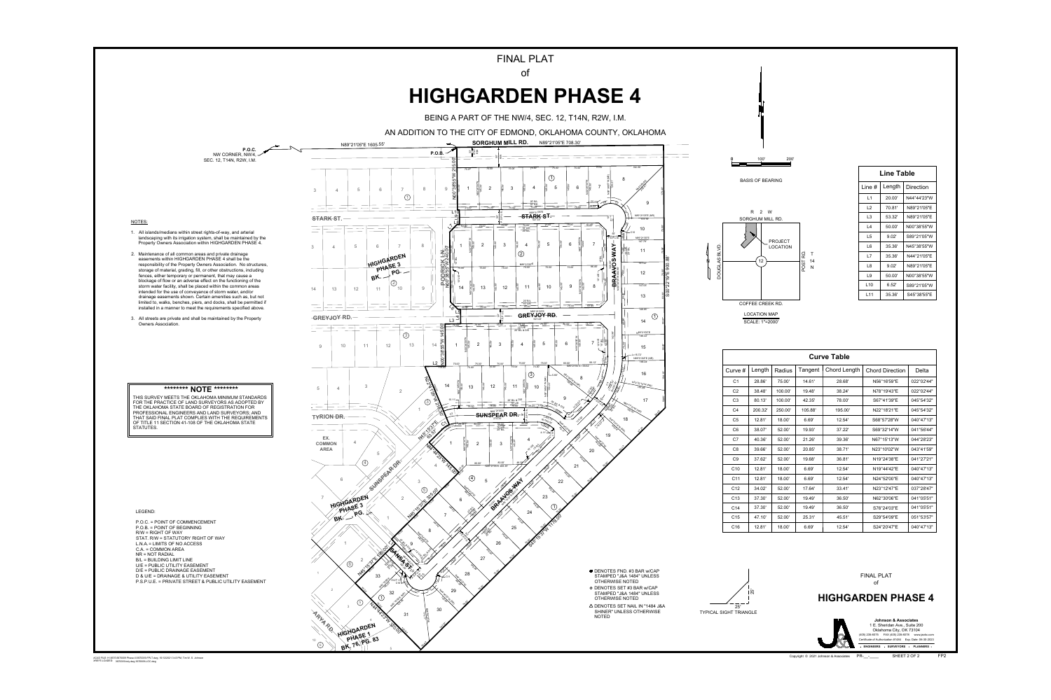# FINAL PLAT

of

# HIGHGARDEN PHASE 4

BEING A PART OF THE NW/4, SEC. 12, T14N, R2W, I.M.

AN ADDITION TO THE CITY OF EDMOND, OKLAHOMA COUNTY, OKLAHOMA

P.O.C.
NW CORNER, NW/4, SEC. 12, T14N, R2W, I.M.

P.O.B.

SORGHUM MILL RD.

N89°21'05"E 1605.55'

N89°21'05"E 708.30'

BASIS OF BEARING

## NOTES:

1. All islands/medians within street rights-of-way, and arterial landscaping with its irrigation system, shall be maintained by the Property Owners Association within HIGHGARDEN PHASE 4.
2. Maintenance of all common areas and private drainage easements within HIGHGARDEN PHASE 4 shall be the responsibility of the Property Owners Association. No structures, storage of material, grading, fill, or other obstructions, including fences, either temporary or permanent, that may cause a blockage of flow or an adverse effect on the functioning of the storm water facility, shall be placed within the common areas intended for the use of conveyance of storm water, and/or drainage easements shown. Certain amenities such as, but not limited to, walks, benches, piers, and docks, shall be permitted if installed in a manner to meet the requirements specified above.
3. All streets are private and shall be maintained by the Property Owners Association.

## ******** NOTE ********

THIS SURVEY MEETS THE OKLAHOMA MINIMUM STANDARDS FOR THE PRACTICE OF LAND SURVEYORS AS ADOPTED BY THE OKLAHOMA STATE BOARD OF REGISTRATION FOR PROFESSIONAL ENGINEERS AND LAND SURVEYORS; AND THAT SAID FINAL PLAT COMPLIES WITH THE REQUIREMENTS OF TITLE 11 SECTION 41-108 OF THE OKLAHOMA STATE STATUTES.

## LEGEND:

P.O.C. = POINT OF COMMENCEMENT
P.O.B. = POINT OF BEGINNING
R/W = RIGHT OF WAY
STAT. R/W = STATUTORY RIGHT OF WAY
L.N.A. = LIMITS OF NO ACCESS
C.A. = COMMON AREA
NR = NOT RADIAL
B/L = BUILDING LIMIT LINE
U/E = PUBLIC UTILITY EASEMENT
D/E = PUBLIC DRAINAGE EASEMENT
D & U/E = DRAINAGE & UTILITY EASEMENT
P.S.P.U.E. = PRIVATE STREET & PUBLIC UTILITY EASEMENT

STARK ST.
GREYJOY RD.
TYRION DR.
SUNSPEAR DR.
SANSA ST.
ARYA RD.
PODRICK LN.
BRAAVOS WAY

HIGHGARDEN PHASE 3 BK. __ PG. __

HIGHGARDEN PHASE 1 BK. 76, PG. 83

EX. COMMON AREA

## LOCATION MAP

SORGHUM MILL RD.
DOUGLAS BLVD.
POST RD.
COFFEE CREEK RD.
PROJECT LOCATION
R 2 W
T 14 N
12

SCALE: 1"=2000'

## Line Table

| Line # | Length | Direction |
|---|---|---|
| L1 | 20.00' | N44°44'23"W |
| L2 | 70.81' | N89°21'05"E |
| L3 | 53.32' | N89°21'05"E |
| L4 | 50.00' | N00°38'55"W |
| L5 | 9.02' | S89°21'05"W |
| L6 | 35.36' | N45°38'55"W |
| L7 | 35.36' | N44°21'05"E |
| L8 | 9.02' | N89°21'05"E |
| L9 | 50.00' | N00°38'55"W |
| L10 | 6.52' | S89°21'05"W |
| L11 | 35.36' | S45°38'55"E |

## Curve Table

| Curve # | Length | Radius | Tangent | Chord Length | Chord Direction | Delta |
|---|---|---|---|---|---|---|
| C1 | 28.86' | 75.00' | 14.61' | 28.68' | N56°18'59"E | 022°02'44" |
| C2 | 38.48' | 100.00' | 19.48' | 38.24' | N78°19'43"E | 022°02'44" |
| C3 | 80.13' | 100.00' | 42.35' | 78.00' | S67°41'39"E | 045°54'32" |
| C4 | 200.32' | 250.00' | 105.88' | 195.00' | N22°18'21"E | 045°54'32" |
| C5 | 12.81' | 18.00' | 6.69' | 12.54' | S68°57'28"W | 040°47'13" |
| C6 | 38.07' | 52.00' | 19.93' | 37.22' | S69°32'14"W | 041°56'44" |
| C7 | 40.36' | 52.00' | 21.26' | 39.38' | N67°15'13"W | 044°28'23" |
| C8 | 39.66' | 52.00' | 20.85' | 38.71' | N23°10'02"W | 043°41'59" |
| C9 | 37.62' | 52.00' | 19.68' | 36.81' | N19°24'38"E | 041°27'21" |
| C10 | 12.81' | 18.00' | 6.69' | 12.54' | N19°44'42"E | 040°47'13" |
| C11 | 12.81' | 18.00' | 6.69' | 12.54' | N24°52'00"E | 040°47'13" |
| C12 | 34.02' | 52.00' | 17.64' | 33.41' | N23°12'47"E | 037°28'47" |
| C13 | 37.30' | 52.00' | 19.49' | 36.50' | N62°30'06"E | 041°05'51" |
| C14 | 37.30' | 52.00' | 19.49' | 36.50' | S76°24'03"E | 041°05'51" |
| C15 | 47.10' | 52.00' | 25.31' | 45.51' | S29°54'09"E | 051°53'57" |
| C16 | 12.81' | 18.00' | 6.69' | 12.54' | S24°20'47"E | 040°47'13" |

● DENOTES FND. #3 BAR w/CAP STAMPED "J&A 1484" UNLESS OTHERWISE NOTED

○ DENOTES SET #3 BAR w/CAP STAMPED "J&A 1484" UNLESS OTHERWISE NOTED

△ DENOTES SET NAIL IN "1484 J&A SHINER" UNLESS OTHERWISE NOTED

TYPICAL SIGHT TRIANGLE

FINAL PLAT of

## HIGHGARDEN PHASE 4

**Johnson & Associates**
1 E. Sheridan Ave., Suite 200
Oklahoma City, OK 73104
(405) 235-8075 FAX (405) 235-8078 www.jaokc.com
Certificate of Authorization #1484 Exp. Date: 06-30-2023
ENGINEERS • SURVEYORS • PLANNERS

Copyright © 2021 Johnson & Associates PR-__ SHEET 2 OF 2 FP2